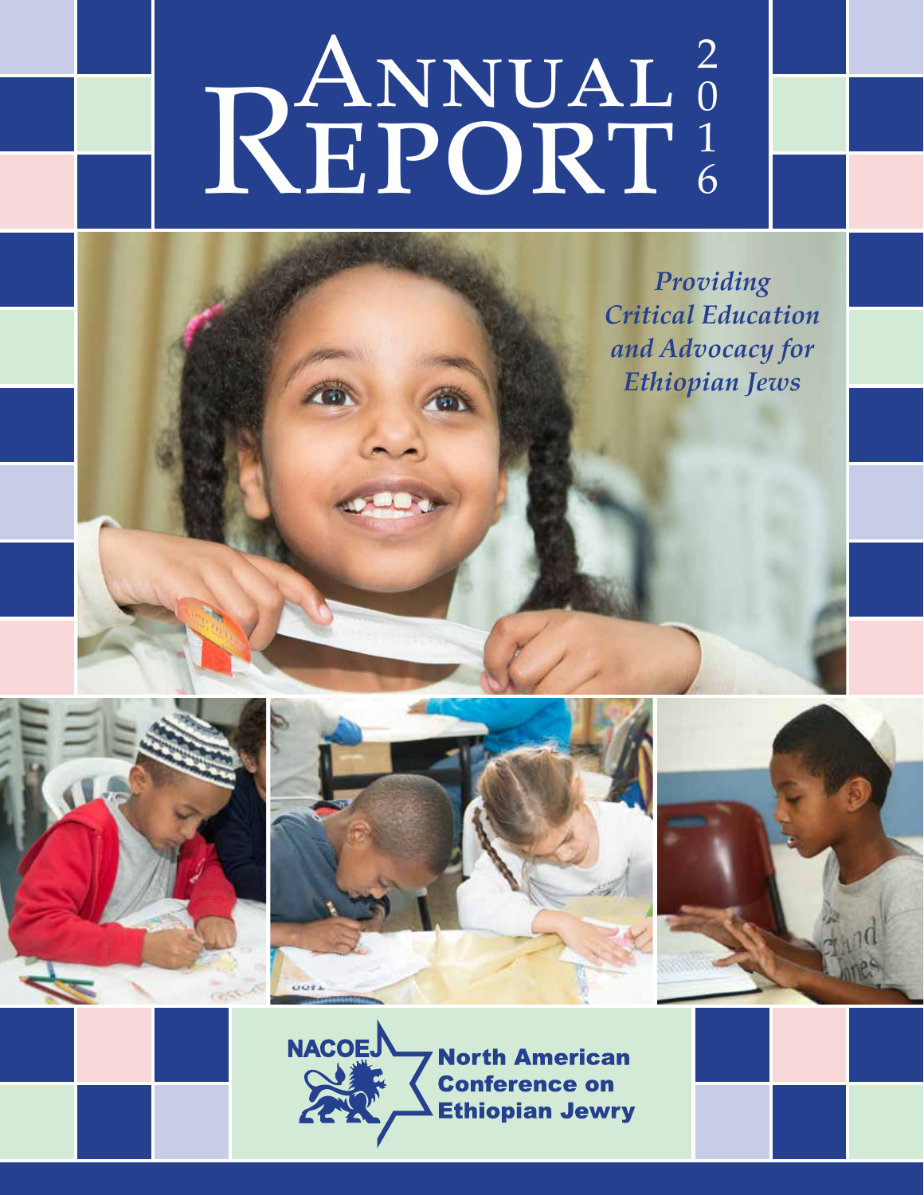# Annual Report 2016

*Providing Critical Education and Advocacy for Ethiopian Jews*

**NACOEJ**

**North American Conference on Ethiopian Jewry**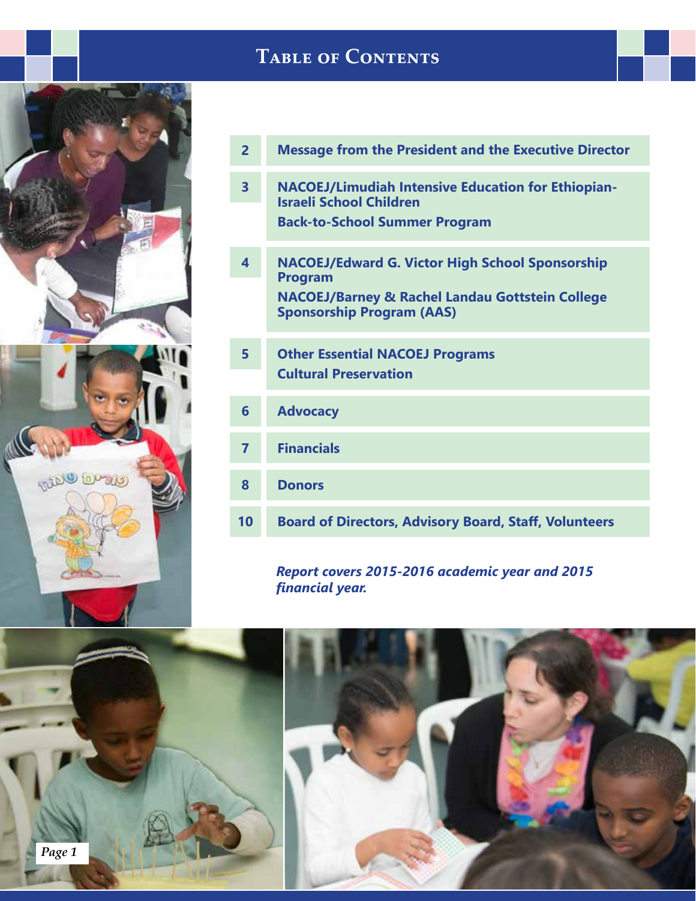# Table of Contents

| | |
|---|---|
| 2 | Message from the President and the Executive Director |
| 3 | NACOEJ/Limudiah Intensive Education for Ethiopian-Israeli School Children<br>Back-to-School Summer Program |
| 4 | NACOEJ/Edward G. Victor High School Sponsorship Program<br>NACOEJ/Barney & Rachel Landau Gottstein College Sponsorship Program (AAS) |
| 5 | Other Essential NACOEJ Programs<br>Cultural Preservation |
| 6 | Advocacy |
| 7 | Financials |
| 8 | Donors |
| 10 | Board of Directors, Advisory Board, Staff, Volunteers |

***Report covers 2015-2016 academic year and 2015 financial year.***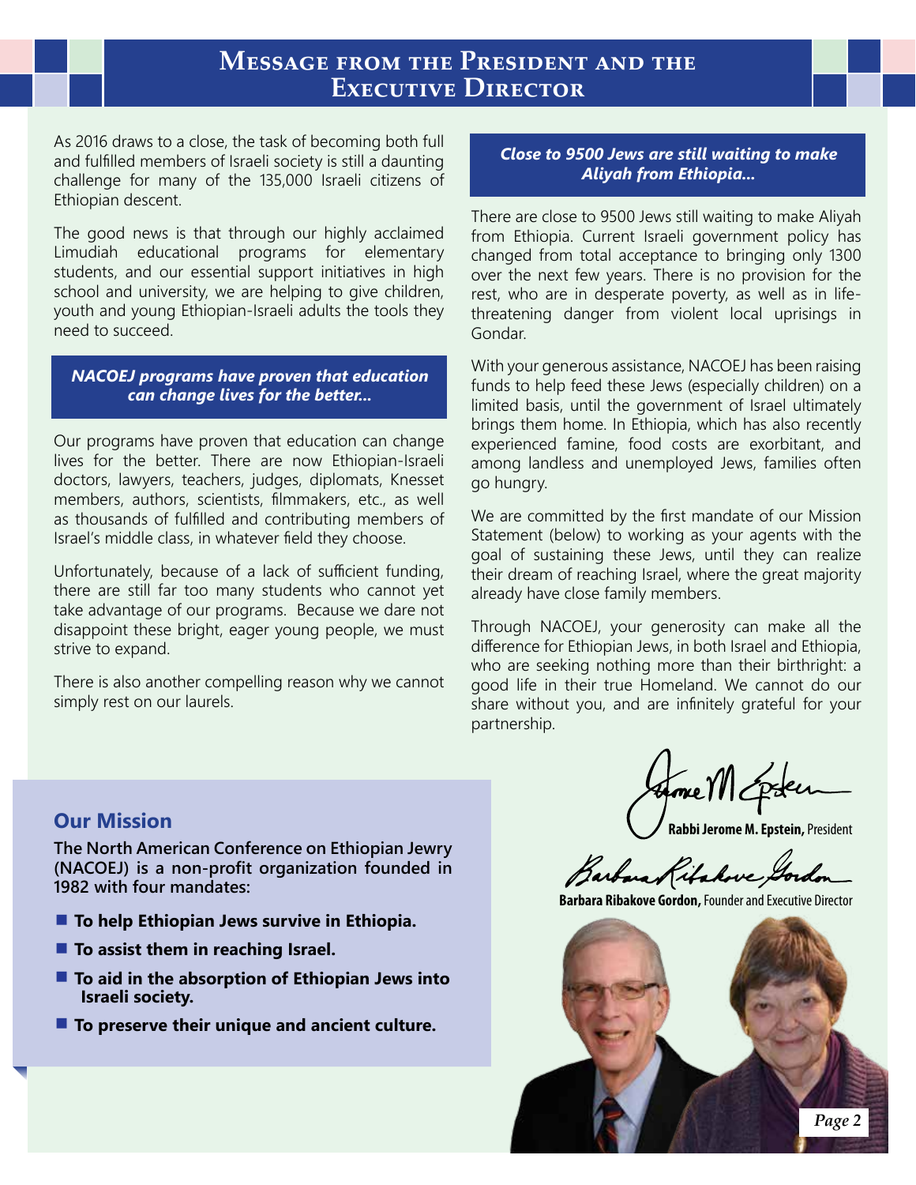# Message from the President and the Executive Director

As 2016 draws to a close, the task of becoming both full and fulfilled members of Israeli society is still a daunting challenge for many of the 135,000 Israeli citizens of Ethiopian descent.

The good news is that through our highly acclaimed Limudiah educational programs for elementary students, and our essential support initiatives in high school and university, we are helping to give children, youth and young Ethiopian-Israeli adults the tools they need to succeed.

***NACOEJ programs have proven that education can change lives for the better...***

Our programs have proven that education can change lives for the better. There are now Ethiopian-Israeli doctors, lawyers, teachers, judges, diplomats, Knesset members, authors, scientists, filmmakers, etc., as well as thousands of fulfilled and contributing members of Israel's middle class, in whatever field they choose.

Unfortunately, because of a lack of sufficient funding, there are still far too many students who cannot yet take advantage of our programs. Because we dare not disappoint these bright, eager young people, we must strive to expand.

There is also another compelling reason why we cannot simply rest on our laurels.

***Close to 9500 Jews are still waiting to make Aliyah from Ethiopia...***

There are close to 9500 Jews still waiting to make Aliyah from Ethiopia. Current Israeli government policy has changed from total acceptance to bringing only 1300 over the next few years. There is no provision for the rest, who are in desperate poverty, as well as in life-threatening danger from violent local uprisings in Gondar.

With your generous assistance, NACOEJ has been raising funds to help feed these Jews (especially children) on a limited basis, until the government of Israel ultimately brings them home. In Ethiopia, which has also recently experienced famine, food costs are exorbitant, and among landless and unemployed Jews, families often go hungry.

We are committed by the first mandate of our Mission Statement (below) to working as your agents with the goal of sustaining these Jews, until they can realize their dream of reaching Israel, where the great majority already have close family members.

Through NACOEJ, your generosity can make all the difference for Ethiopian Jews, in both Israel and Ethiopia, who are seeking nothing more than their birthright: a good life in their true Homeland. We cannot do our share without you, and are infinitely grateful for your partnership.

**Rabbi Jerome M. Epstein,** President

**Barbara Ribakove Gordon,** Founder and Executive Director

## Our Mission

**The North American Conference on Ethiopian Jewry (NACOEJ) is a non-profit organization founded in 1982 with four mandates:**

- **To help Ethiopian Jews survive in Ethiopia.**
- **To assist them in reaching Israel.**
- **To aid in the absorption of Ethiopian Jews into Israeli society.**
- **To preserve their unique and ancient culture.**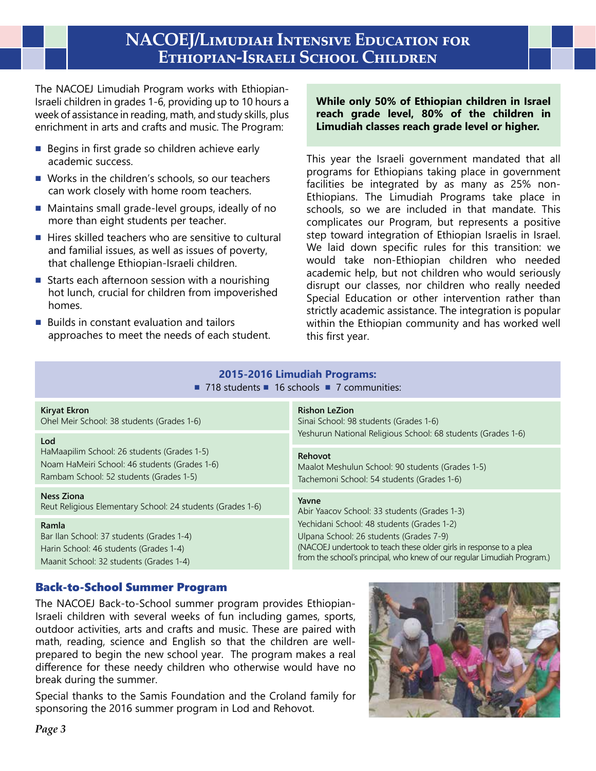# NACOEJ/Limudiah Intensive Education for Ethiopian-Israeli School Children

The NACOEJ Limudiah Program works with Ethiopian-Israeli children in grades 1-6, providing up to 10 hours a week of assistance in reading, math, and study skills, plus enrichment in arts and crafts and music. The Program:

- Begins in first grade so children achieve early academic success.
- Works in the children's schools, so our teachers can work closely with home room teachers.
- Maintains small grade-level groups, ideally of no more than eight students per teacher.
- Hires skilled teachers who are sensitive to cultural and familial issues, as well as issues of poverty, that challenge Ethiopian-Israeli children.
- Starts each afternoon session with a nourishing hot lunch, crucial for children from impoverished homes.
- Builds in constant evaluation and tailors approaches to meet the needs of each student.

**While only 50% of Ethiopian children in Israel reach grade level, 80% of the children in Limudiah classes reach grade level or higher.**

This year the Israeli government mandated that all programs for Ethiopians taking place in government facilities be integrated by as many as 25% non-Ethiopians. The Limudiah Programs take place in schools, so we are included in that mandate. This complicates our Program, but represents a positive step toward integration of Ethiopian Israelis in Israel. We laid down specific rules for this transition: we would take non-Ethiopian children who needed academic help, but not children who would seriously disrupt our classes, nor children who really needed Special Education or other intervention rather than strictly academic assistance. The integration is popular within the Ethiopian community and has worked well this first year.

## 2015-2016 Limudiah Programs:

- 718 students
- 16 schools
- 7 communities:

**Kiryat Ekron**
Ohel Meir School: 38 students (Grades 1-6)

**Lod**
HaMaapilim School: 26 students (Grades 1-5)
Noam HaMeiri School: 46 students (Grades 1-6)
Rambam School: 52 students (Grades 1-5)

**Ness Ziona**
Reut Religious Elementary School: 24 students (Grades 1-6)

**Ramla**
Bar Ilan School: 37 students (Grades 1-4)
Harin School: 46 students (Grades 1-4)
Maanit School: 32 students (Grades 1-4)

**Rishon LeZion**
Sinai School: 98 students (Grades 1-6)
Yeshurun National Religious School: 68 students (Grades 1-6)

**Rehovot**
Maalot Meshulun School: 90 students (Grades 1-5)
Tachemoni School: 54 students (Grades 1-6)

**Yavne**
Abir Yaacov School: 33 students (Grades 1-3)
Yechidani School: 48 students (Grades 1-2)
Ulpana School: 26 students (Grades 7-9)
(NACOEJ undertook to teach these older girls in response to a plea from the school's principal, who knew of our regular Limudiah Program.)

## Back-to-School Summer Program

The NACOEJ Back-to-School summer program provides Ethiopian-Israeli children with several weeks of fun including games, sports, outdoor activities, arts and crafts and music. These are paired with math, reading, science and English so that the children are well-prepared to begin the new school year. The program makes a real difference for these needy children who otherwise would have no break during the summer.

Special thanks to the Samis Foundation and the Croland family for sponsoring the 2016 summer program in Lod and Rehovot.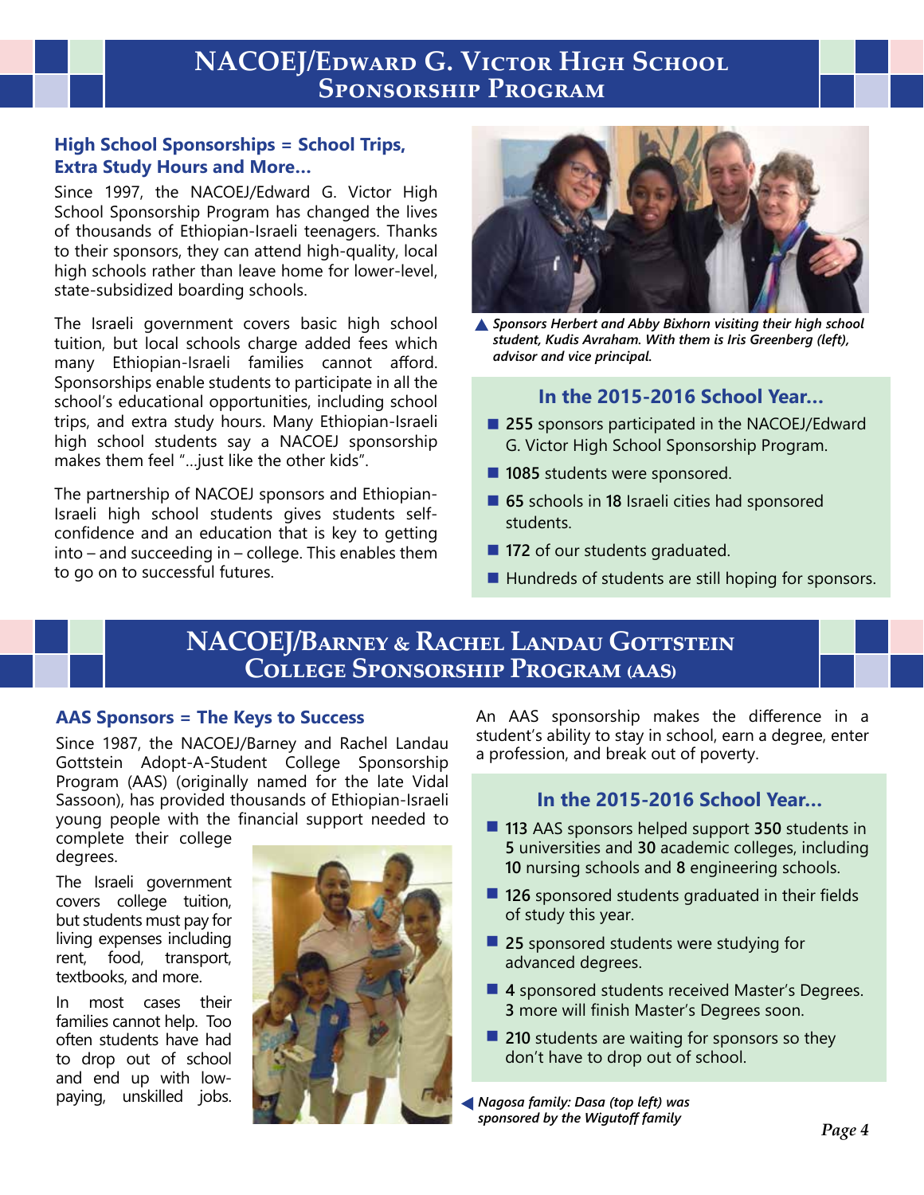# NACOEJ/Edward G. Victor High School Sponsorship Program

### High School Sponsorships = School Trips, Extra Study Hours and More...

Since 1997, the NACOEJ/Edward G. Victor High School Sponsorship Program has changed the lives of thousands of Ethiopian-Israeli teenagers. Thanks to their sponsors, they can attend high-quality, local high schools rather than leave home for lower-level, state-subsidized boarding schools.

The Israeli government covers basic high school tuition, but local schools charge added fees which many Ethiopian-Israeli families cannot afford. Sponsorships enable students to participate in all the school's educational opportunities, including school trips, and extra study hours. Many Ethiopian-Israeli high school students say a NACOEJ sponsorship makes them feel "...just like the other kids".

The partnership of NACOEJ sponsors and Ethiopian-Israeli high school students gives students self-confidence and an education that is key to getting into – and succeeding in – college. This enables them to go on to successful futures.

*Sponsors Herbert and Abby Bixhorn visiting their high school student, Kudis Avraham. With them is Iris Greenberg (left), advisor and vice principal.*

### In the 2015-2016 School Year...

- **255** sponsors participated in the NACOEJ/Edward G. Victor High School Sponsorship Program.
- **1085** students were sponsored.
- **65** schools in **18** Israeli cities had sponsored students.
- **172** of our students graduated.
- Hundreds of students are still hoping for sponsors.

# NACOEJ/Barney & Rachel Landau Gottstein College Sponsorship Program (AAS)

### AAS Sponsors = The Keys to Success

Since 1987, the NACOEJ/Barney and Rachel Landau Gottstein Adopt-A-Student College Sponsorship Program (AAS) (originally named for the late Vidal Sassoon), has provided thousands of Ethiopian-Israeli young people with the financial support needed to complete their college degrees.

The Israeli government covers college tuition, but students must pay for living expenses including rent, food, transport, textbooks, and more.

In most cases their families cannot help. Too often students have had to drop out of school and end up with low-paying, unskilled jobs.

An AAS sponsorship makes the difference in a student's ability to stay in school, earn a degree, enter a profession, and break out of poverty.

### In the 2015-2016 School Year...

- **113** AAS sponsors helped support **350** students in **5** universities and **30** academic colleges, including **10** nursing schools and **8** engineering schools.
- **126** sponsored students graduated in their fields of study this year.
- **25** sponsored students were studying for advanced degrees.
- **4** sponsored students received Master's Degrees. **3** more will finish Master's Degrees soon.
- **210** students are waiting for sponsors so they don't have to drop out of school.

*Nagosa family: Dasa (top left) was sponsored by the Wigutoff family*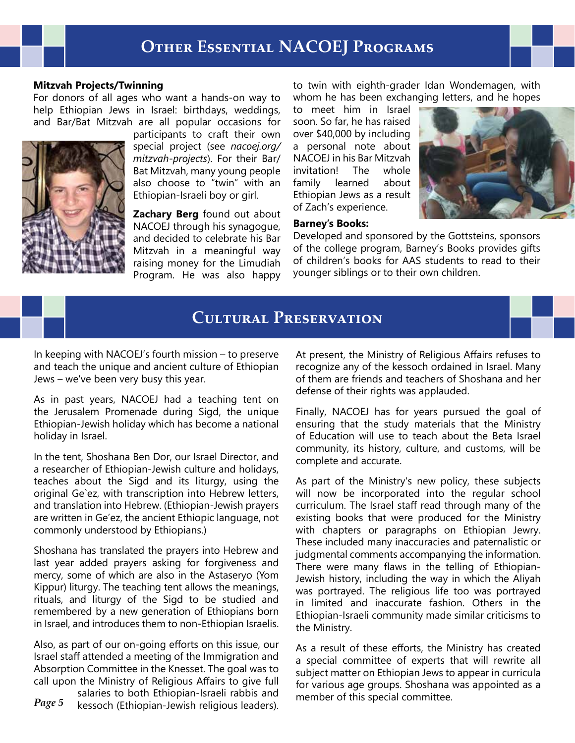# Other Essential NACOEJ Programs

**Mitzvah Projects/Twinning**

For donors of all ages who want a hands-on way to help Ethiopian Jews in Israel: birthdays, weddings, and Bar/Bat Mitzvah are all popular occasions for participants to craft their own special project (see *nacoej.org/mitzvah-projects*). For their Bar/Bat Mitzvah, many young people also choose to "twin" with an Ethiopian-Israeli boy or girl.

**Zachary Berg** found out about NACOEJ through his synagogue, and decided to celebrate his Bar Mitzvah in a meaningful way raising money for the Limudiah Program. He was also happy to twin with eighth-grader Idan Wondemagen, with whom he has been exchanging letters, and he hopes to meet him in Israel soon. So far, he has raised over $40,000 by including a personal note about NACOEJ in his Bar Mitzvah invitation! The whole family learned about Ethiopian Jews as a result of Zach's experience.

**Barney's Books:**

Developed and sponsored by the Gottsteins, sponsors of the college program, Barney's Books provides gifts of children's books for AAS students to read to their younger siblings or to their own children.

# Cultural Preservation

In keeping with NACOEJ's fourth mission – to preserve and teach the unique and ancient culture of Ethiopian Jews – we've been very busy this year.

As in past years, NACOEJ had a teaching tent on the Jerusalem Promenade during Sigd, the unique Ethiopian-Jewish holiday which has become a national holiday in Israel.

In the tent, Shoshana Ben Dor, our Israel Director, and a researcher of Ethiopian-Jewish culture and holidays, teaches about the Sigd and its liturgy, using the original Ge`ez, with transcription into Hebrew letters, and translation into Hebrew. (Ethiopian-Jewish prayers are written in Ge'ez, the ancient Ethiopic language, not commonly understood by Ethiopians.)

Shoshana has translated the prayers into Hebrew and last year added prayers asking for forgiveness and mercy, some of which are also in the Astaseryo (Yom Kippur) liturgy. The teaching tent allows the meanings, rituals, and liturgy of the Sigd to be studied and remembered by a new generation of Ethiopians born in Israel, and introduces them to non-Ethiopian Israelis.

Also, as part of our on-going efforts on this issue, our Israel staff attended a meeting of the Immigration and Absorption Committee in the Knesset. The goal was to call upon the Ministry of Religious Affairs to give full salaries to both Ethiopian-Israeli rabbis and kessoch (Ethiopian-Jewish religious leaders).

At present, the Ministry of Religious Affairs refuses to recognize any of the kessoch ordained in Israel. Many of them are friends and teachers of Shoshana and her defense of their rights was applauded.

Finally, NACOEJ has for years pursued the goal of ensuring that the study materials that the Ministry of Education will use to teach about the Beta Israel community, its history, culture, and customs, will be complete and accurate.

As part of the Ministry's new policy, these subjects will now be incorporated into the regular school curriculum. The Israel staff read through many of the existing books that were produced for the Ministry with chapters or paragraphs on Ethiopian Jewry. These included many inaccuracies and paternalistic or judgmental comments accompanying the information. There were many flaws in the telling of Ethiopian-Jewish history, including the way in which the Aliyah was portrayed. The religious life too was portrayed in limited and inaccurate fashion. Others in the Ethiopian-Israeli community made similar criticisms to the Ministry.

As a result of these efforts, the Ministry has created a special committee of experts that will rewrite all subject matter on Ethiopian Jews to appear in curricula for various age groups. Shoshana was appointed as a member of this special committee.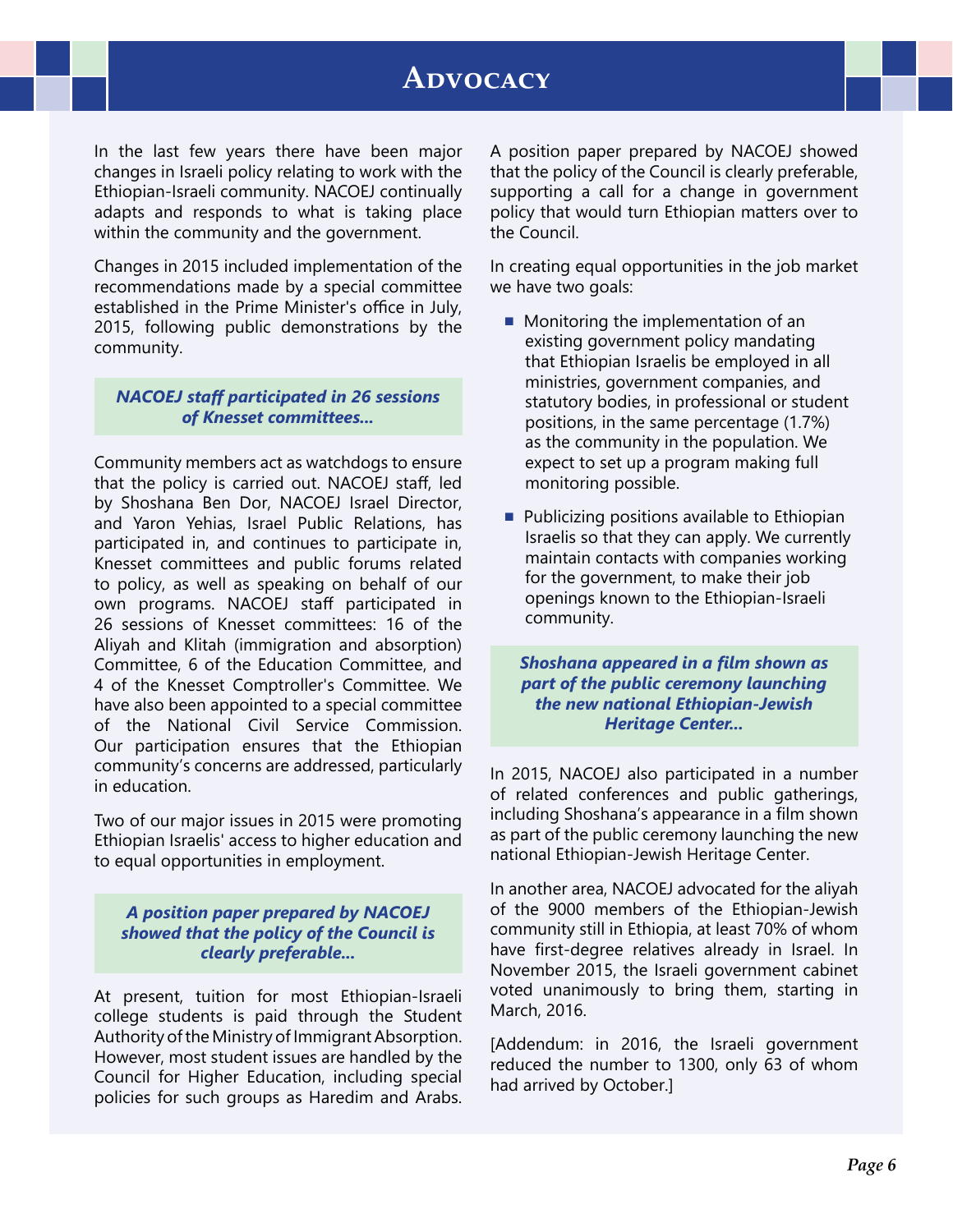# Advocacy

In the last few years there have been major changes in Israeli policy relating to work with the Ethiopian-Israeli community. NACOEJ continually adapts and responds to what is taking place within the community and the government.

Changes in 2015 included implementation of the recommendations made by a special committee established in the Prime Minister's office in July, 2015, following public demonstrations by the community.

> ***NACOEJ staff participated in 26 sessions of Knesset committees...***

Community members act as watchdogs to ensure that the policy is carried out. NACOEJ staff, led by Shoshana Ben Dor, NACOEJ Israel Director, and Yaron Yehias, Israel Public Relations, has participated in, and continues to participate in, Knesset committees and public forums related to policy, as well as speaking on behalf of our own programs. NACOEJ staff participated in 26 sessions of Knesset committees: 16 of the Aliyah and Klitah (immigration and absorption) Committee, 6 of the Education Committee, and 4 of the Knesset Comptroller's Committee. We have also been appointed to a special committee of the National Civil Service Commission. Our participation ensures that the Ethiopian community's concerns are addressed, particularly in education.

Two of our major issues in 2015 were promoting Ethiopian Israelis' access to higher education and to equal opportunities in employment.

> ***A position paper prepared by NACOEJ showed that the policy of the Council is clearly preferable...***

At present, tuition for most Ethiopian-Israeli college students is paid through the Student Authority of the Ministry of Immigrant Absorption. However, most student issues are handled by the Council for Higher Education, including special policies for such groups as Haredim and Arabs. A position paper prepared by NACOEJ showed that the policy of the Council is clearly preferable, supporting a call for a change in government policy that would turn Ethiopian matters over to the Council.

In creating equal opportunities in the job market we have two goals:

- Monitoring the implementation of an existing government policy mandating that Ethiopian Israelis be employed in all ministries, government companies, and statutory bodies, in professional or student positions, in the same percentage (1.7%) as the community in the population. We expect to set up a program making full monitoring possible.
- Publicizing positions available to Ethiopian Israelis so that they can apply. We currently maintain contacts with companies working for the government, to make their job openings known to the Ethiopian-Israeli community.

> ***Shoshana appeared in a film shown as part of the public ceremony launching the new national Ethiopian-Jewish Heritage Center...***

In 2015, NACOEJ also participated in a number of related conferences and public gatherings, including Shoshana's appearance in a film shown as part of the public ceremony launching the new national Ethiopian-Jewish Heritage Center.

In another area, NACOEJ advocated for the aliyah of the 9000 members of the Ethiopian-Jewish community still in Ethiopia, at least 70% of whom have first-degree relatives already in Israel. In November 2015, the Israeli government cabinet voted unanimously to bring them, starting in March, 2016.

[Addendum: in 2016, the Israeli government reduced the number to 1300, only 63 of whom had arrived by October.]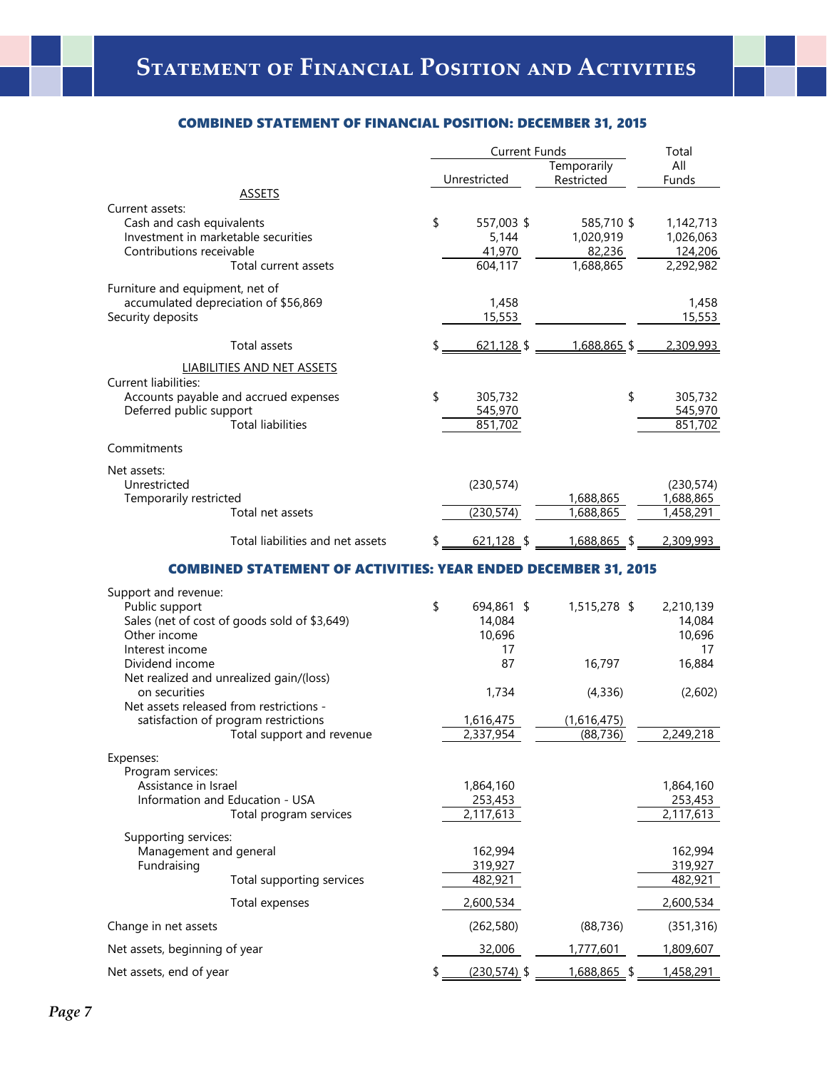# Statement of Financial Position and Activities

## COMBINED STATEMENT OF FINANCIAL POSITION: DECEMBER 31, 2015

| | Current Funds | | Total |
|---|---|---|---|
| | Unrestricted | Temporarily Restricted | All Funds |
| **ASSETS** | | | |
| Current assets: | | | |
| Cash and cash equivalents | $ 557,003 | $ 585,710 | $ 1,142,713 |
| Investment in marketable securities | 5,144 | 1,020,919 | 1,026,063 |
| Contributions receivable | 41,970 | 82,236 | 124,206 |
| Total current assets | 604,117 | 1,688,865 | 2,292,982 |
| Furniture and equipment, net of accumulated depreciation of $56,869 | 1,458 | | 1,458 |
| Security deposits | 15,553 | | 15,553 |
| Total assets | $ 621,128 | $ 1,688,865 | $ 2,309,993 |
| **LIABILITIES AND NET ASSETS** | | | |
| Current liabilities: | | | |
| Accounts payable and accrued expenses | $ 305,732 | | $ 305,732 |
| Deferred public support | 545,970 | | 545,970 |
| Total liabilities | 851,702 | | 851,702 |
| Commitments | | | |
| Net assets: | | | |
| Unrestricted | (230,574) | | (230,574) |
| Temporarily restricted | | 1,688,865 | 1,688,865 |
| Total net assets | (230,574) | 1,688,865 | 1,458,291 |
| Total liabilities and net assets | $ 621,128 | $ 1,688,865 | $ 2,309,993 |

## COMBINED STATEMENT OF ACTIVITIES: YEAR ENDED DECEMBER 31, 2015

| | Unrestricted | Temporarily Restricted | Total All Funds |
|---|---|---|---|
| Support and revenue: | | | |
| Public support | $ 694,861 | $ 1,515,278 | $ 2,210,139 |
| Sales (net of cost of goods sold of $3,649) | 14,084 | | 14,084 |
| Other income | 10,696 | | 10,696 |
| Interest income | 17 | | 17 |
| Dividend income | 87 | 16,797 | 16,884 |
| Net realized and unrealized gain/(loss) on securities | 1,734 | (4,336) | (2,602) |
| Net assets released from restrictions - satisfaction of program restrictions | 1,616,475 | (1,616,475) | |
| Total support and revenue | 2,337,954 | (88,736) | 2,249,218 |
| Expenses: | | | |
| Program services: | | | |
| Assistance in Israel | 1,864,160 | | 1,864,160 |
| Information and Education - USA | 253,453 | | 253,453 |
| Total program services | 2,117,613 | | 2,117,613 |
| Supporting services: | | | |
| Management and general | 162,994 | | 162,994 |
| Fundraising | 319,927 | | 319,927 |
| Total supporting services | 482,921 | | 482,921 |
| Total expenses | 2,600,534 | | 2,600,534 |
| Change in net assets | (262,580) | (88,736) | (351,316) |
| Net assets, beginning of year | 32,006 | 1,777,601 | 1,809,607 |
| Net assets, end of year | $ (230,574) | $ 1,688,865 | $ 1,458,291 |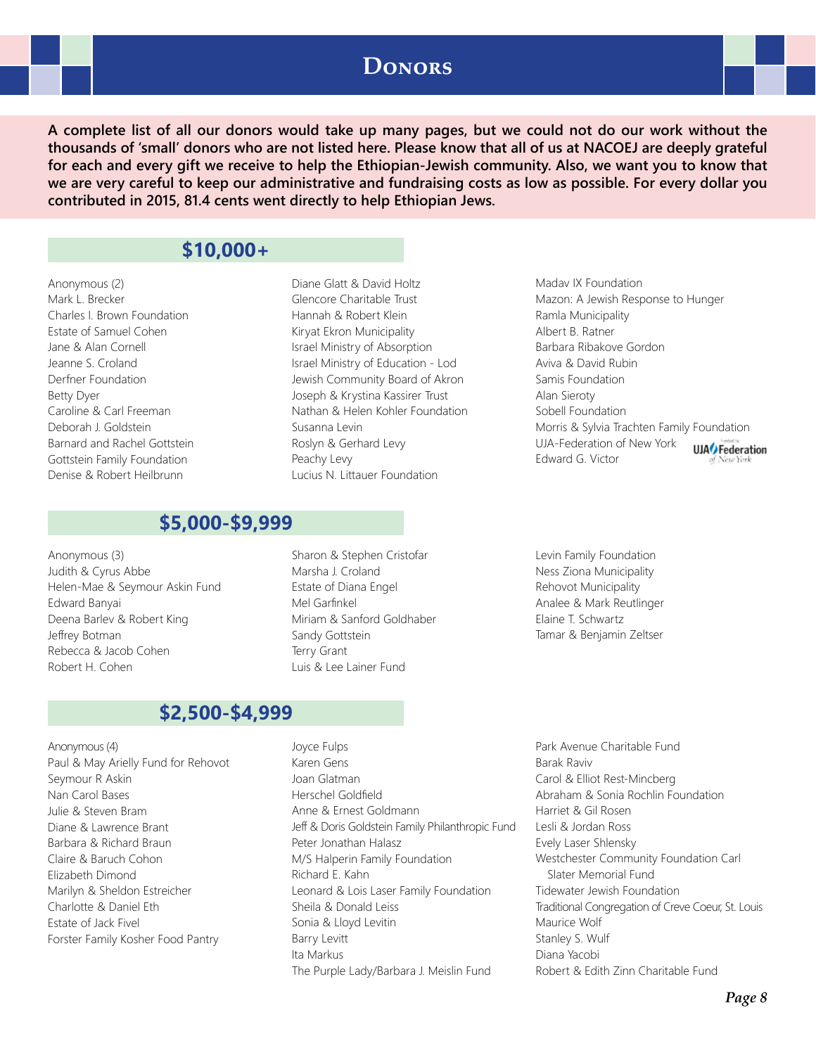# Donors

**A complete list of all our donors would take up many pages, but we could not do our work without the thousands of 'small' donors who are not listed here. Please know that all of us at NACOEJ are deeply grateful for each and every gift we receive to help the Ethiopian-Jewish community. Also, we want you to know that we are very careful to keep our administrative and fundraising costs as low as possible. For every dollar you contributed in 2015, 81.4 cents went directly to help Ethiopian Jews.**

## $10,000+

Anonymous (2)
Mark L. Brecker
Charles I. Brown Foundation
Estate of Samuel Cohen
Jane & Alan Cornell
Jeanne S. Croland
Derfner Foundation
Betty Dyer
Caroline & Carl Freeman
Deborah J. Goldstein
Barnard and Rachel Gottstein
Gottstein Family Foundation
Denise & Robert Heilbrunn
Diane Glatt & David Holtz
Glencore Charitable Trust
Hannah & Robert Klein
Kiryat Ekron Municipality
Israel Ministry of Absorption
Israel Ministry of Education - Lod
Jewish Community Board of Akron
Joseph & Krystina Kassirer Trust
Nathan & Helen Kohler Foundation
Susanna Levin
Roslyn & Gerhard Levy
Peachy Levy
Lucius N. Littauer Foundation
Madav IX Foundation
Mazon: A Jewish Response to Hunger
Ramla Municipality
Albert B. Ratner
Barbara Ribakove Gordon
Aviva & David Rubin
Samis Foundation
Alan Sieroty
Sobell Foundation
Morris & Sylvia Trachten Family Foundation
UJA-Federation of New York
Edward G. Victor

## $5,000-$9,999

Anonymous (3)
Judith & Cyrus Abbe
Helen-Mae & Seymour Askin Fund
Edward Banyai
Deena Barlev & Robert King
Jeffrey Botman
Rebecca & Jacob Cohen
Robert H. Cohen
Sharon & Stephen Cristofar
Marsha J. Croland
Estate of Diana Engel
Mel Garfinkel
Miriam & Sanford Goldhaber
Sandy Gottstein
Terry Grant
Luis & Lee Lainer Fund
Levin Family Foundation
Ness Ziona Municipality
Rehovot Municipality
Analee & Mark Reutlinger
Elaine T. Schwartz
Tamar & Benjamin Zeltser

## $2,500-$4,999

Anonymous (4)
Paul & May Arielly Fund for Rehovot
Seymour R Askin
Nan Carol Bases
Julie & Steven Bram
Diane & Lawrence Brant
Barbara & Richard Braun
Claire & Baruch Cohon
Elizabeth Dimond
Marilyn & Sheldon Estreicher
Charlotte & Daniel Eth
Estate of Jack Fivel
Forster Family Kosher Food Pantry
Joyce Fulps
Karen Gens
Joan Glatman
Herschel Goldfield
Anne & Ernest Goldmann
Jeff & Doris Goldstein Family Philanthropic Fund
Peter Jonathan Halasz
M/S Halperin Family Foundation
Richard E. Kahn
Leonard & Lois Laser Family Foundation
Sheila & Donald Leiss
Sonia & Lloyd Levitin
Barry Levitt
Ita Markus
The Purple Lady/Barbara J. Meislin Fund
Park Avenue Charitable Fund
Barak Raviv
Carol & Elliot Rest-Mincberg
Abraham & Sonia Rochlin Foundation
Harriet & Gil Rosen
Lesli & Jordan Ross
Evely Laser Shlensky
Westchester Community Foundation Carl Slater Memorial Fund
Tidewater Jewish Foundation
Traditional Congregation of Creve Coeur, St. Louis
Maurice Wolf
Stanley S. Wulf
Diana Yacobi
Robert & Edith Zinn Charitable Fund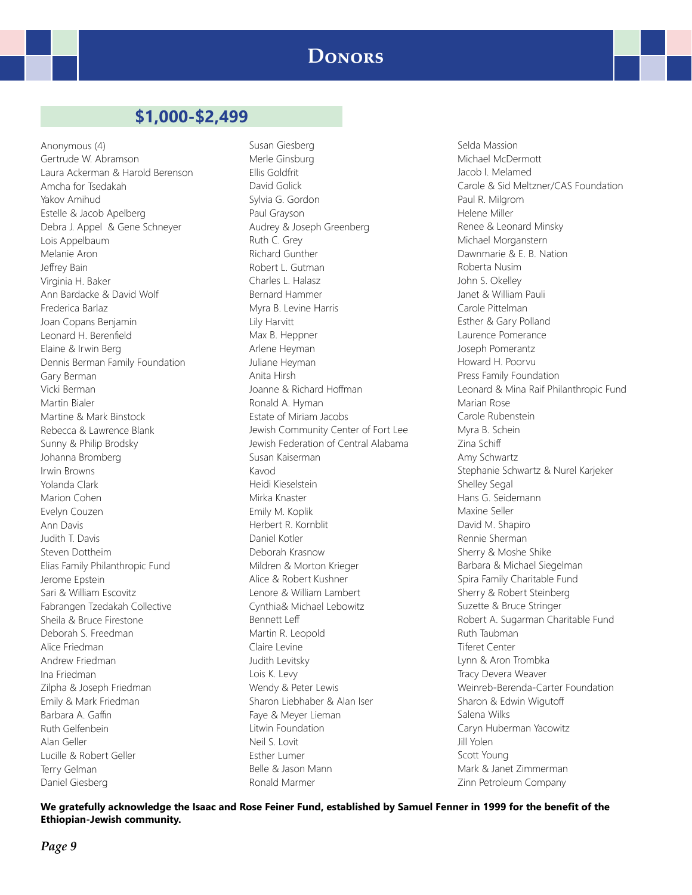# Donors

## $1,000-$2,499

Anonymous (4)
Gertrude W. Abramson
Laura Ackerman & Harold Berenson
Amcha for Tsedakah
Yakov Amihud
Estelle & Jacob Apelberg
Debra J. Appel & Gene Schneyer
Lois Appelbaum
Melanie Aron
Jeffrey Bain
Virginia H. Baker
Ann Bardacke & David Wolf
Frederica Barlaz
Joan Copans Benjamin
Leonard H. Berenfield
Elaine & Irwin Berg
Dennis Berman Family Foundation
Gary Berman
Vicki Berman
Martin Bialer
Martine & Mark Binstock
Rebecca & Lawrence Blank
Sunny & Philip Brodsky
Johanna Bromberg
Irwin Browns
Yolanda Clark
Marion Cohen
Evelyn Couzen
Ann Davis
Judith T. Davis
Steven Dottheim
Elias Family Philanthropic Fund
Jerome Epstein
Sari & William Escovitz
Fabrangen Tzedakah Collective
Sheila & Bruce Firestone
Deborah S. Freedman
Alice Friedman
Andrew Friedman
Ina Friedman
Zilpha & Joseph Friedman
Emily & Mark Friedman
Barbara A. Gaffin
Ruth Gelfenbein
Alan Geller
Lucille & Robert Geller
Terry Gelman
Daniel Giesberg
Susan Giesberg
Merle Ginsburg
Ellis Goldfrit
David Golick
Sylvia G. Gordon
Paul Grayson
Audrey & Joseph Greenberg
Ruth C. Grey
Richard Gunther
Robert L. Gutman
Charles L. Halasz
Bernard Hammer
Myra B. Levine Harris
Lily Harvitt
Max B. Heppner
Arlene Heyman
Juliane Heyman
Anita Hirsh
Joanne & Richard Hoffman
Ronald A. Hyman
Estate of Miriam Jacobs
Jewish Community Center of Fort Lee
Jewish Federation of Central Alabama
Susan Kaiserman
Kavod
Heidi Kieselstein
Mirka Knaster
Emily M. Koplik
Herbert R. Kornblit
Daniel Kotler
Deborah Krasnow
Mildren & Morton Krieger
Alice & Robert Kushner
Lenore & William Lambert
Cynthia& Michael Lebowitz
Bennett Leff
Martin R. Leopold
Claire Levine
Judith Levitsky
Lois K. Levy
Wendy & Peter Lewis
Sharon Liebhaber & Alan Iser
Faye & Meyer Lieman
Litwin Foundation
Neil S. Lovit
Esther Lumer
Belle & Jason Mann
Ronald Marmer
Selda Massion
Michael McDermott
Jacob I. Melamed
Carole & Sid Meltzner/CAS Foundation
Paul R. Milgrom
Helene Miller
Renee & Leonard Minsky
Michael Morganstern
Dawnmarie & E. B. Nation
Roberta Nusim
John S. Okelley
Janet & William Pauli
Carole Pittelman
Esther & Gary Polland
Laurence Pomerance
Joseph Pomerantz
Howard H. Poorvu
Press Family Foundation
Leonard & Mina Raif Philanthropic Fund
Marian Rose
Carole Rubenstein
Myra B. Schein
Zina Schiff
Amy Schwartz
Stephanie Schwartz & Nurel Karjeker
Shelley Segal
Hans G. Seidemann
Maxine Seller
David M. Shapiro
Rennie Sherman
Sherry & Moshe Shike
Barbara & Michael Siegelman
Spira Family Charitable Fund
Sherry & Robert Steinberg
Suzette & Bruce Stringer
Robert A. Sugarman Charitable Fund
Ruth Taubman
Tiferet Center
Lynn & Aron Trombka
Tracy Devera Weaver
Weinreb-Berenda-Carter Foundation
Sharon & Edwin Wigutoff
Salena Wilks
Caryn Huberman Yacowitz
Jill Yolen
Scott Young
Mark & Janet Zimmerman
Zinn Petroleum Company

**We gratefully acknowledge the Isaac and Rose Feiner Fund, established by Samuel Fenner in 1999 for the benefit of the Ethiopian-Jewish community.**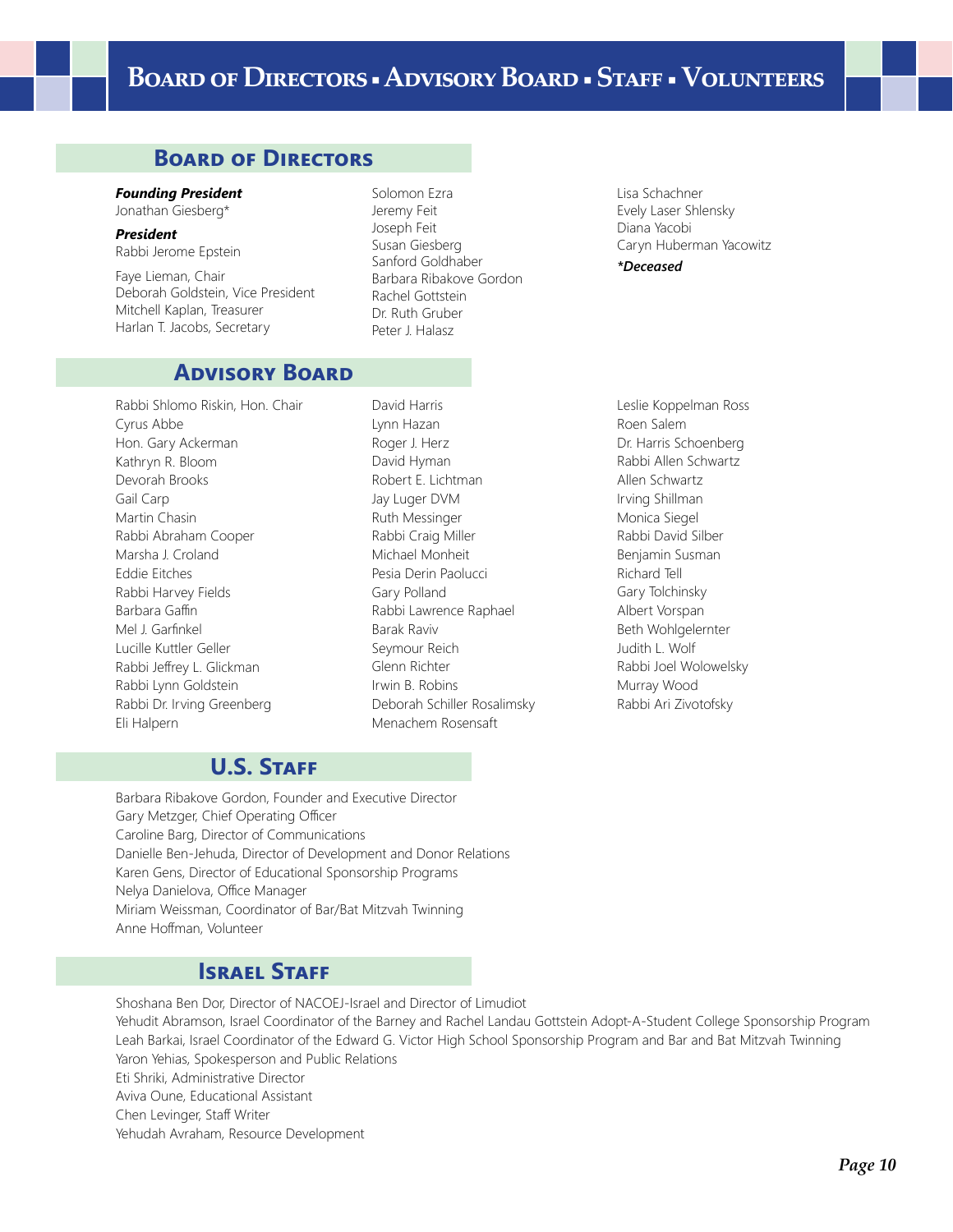# Board of Directors ▪ Advisory Board ▪ Staff ▪ Volunteers

## Board of Directors

***Founding President***
Jonathan Giesberg*

***President***
Rabbi Jerome Epstein

Faye Lieman, Chair
Deborah Goldstein, Vice President
Mitchell Kaplan, Treasurer
Harlan T. Jacobs, Secretary

Solomon Ezra
Jeremy Feit
Joseph Feit
Susan Giesberg
Sanford Goldhaber
Barbara Ribakove Gordon
Rachel Gottstein
Dr. Ruth Gruber
Peter J. Halasz

Lisa Schachner
Evely Laser Shlensky
Diana Yacobi
Caryn Huberman Yacowitz

****Deceased***

## Advisory Board

Rabbi Shlomo Riskin, Hon. Chair
Cyrus Abbe
Hon. Gary Ackerman
Kathryn R. Bloom
Devorah Brooks
Gail Carp
Martin Chasin
Rabbi Abraham Cooper
Marsha J. Croland
Eddie Eitches
Rabbi Harvey Fields
Barbara Gaffin
Mel J. Garfinkel
Lucille Kuttler Geller
Rabbi Jeffrey L. Glickman
Rabbi Lynn Goldstein
Rabbi Dr. Irving Greenberg
Eli Halpern
David Harris
Lynn Hazan
Roger J. Herz
David Hyman
Robert E. Lichtman
Jay Luger DVM
Ruth Messinger
Rabbi Craig Miller
Michael Monheit
Pesia Derin Paolucci
Gary Polland
Rabbi Lawrence Raphael
Barak Raviv
Seymour Reich
Glenn Richter
Irwin B. Robins
Deborah Schiller Rosalimsky
Menachem Rosensaft
Leslie Koppelman Ross
Roen Salem
Dr. Harris Schoenberg
Rabbi Allen Schwartz
Allen Schwartz
Irving Shillman
Monica Siegel
Rabbi David Silber
Benjamin Susman
Richard Tell
Gary Tolchinsky
Albert Vorspan
Beth Wohlgelernter
Judith L. Wolf
Rabbi Joel Wolowelsky
Murray Wood
Rabbi Ari Zivotofsky

## U.S. Staff

Barbara Ribakove Gordon, Founder and Executive Director
Gary Metzger, Chief Operating Officer
Caroline Barg, Director of Communications
Danielle Ben-Jehuda, Director of Development and Donor Relations
Karen Gens, Director of Educational Sponsorship Programs
Nelya Danielova, Office Manager
Miriam Weissman, Coordinator of Bar/Bat Mitzvah Twinning
Anne Hoffman, Volunteer

## Israel Staff

Shoshana Ben Dor, Director of NACOEJ-Israel and Director of Limudiot
Yehudit Abramson, Israel Coordinator of the Barney and Rachel Landau Gottstein Adopt-A-Student College Sponsorship Program
Leah Barkai, Israel Coordinator of the Edward G. Victor High School Sponsorship Program and Bar and Bat Mitzvah Twinning
Yaron Yehias, Spokesperson and Public Relations
Eti Shriki, Administrative Director
Aviva Oune, Educational Assistant
Chen Levinger, Staff Writer
Yehudah Avraham, Resource Development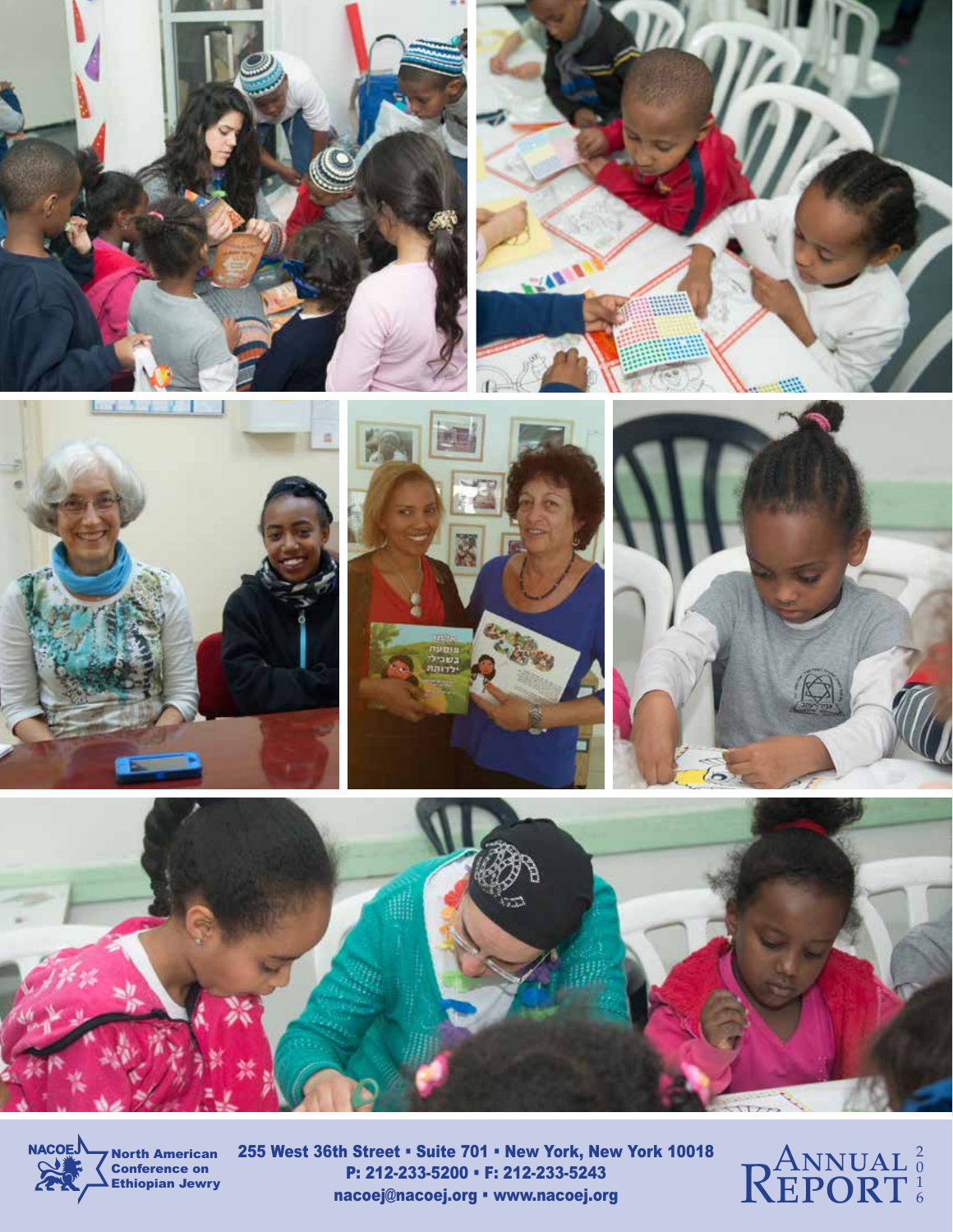NACOEJ North American Conference on Ethiopian Jewry

255 West 36th Street ▪ Suite 701 ▪ New York, New York 10018
P: 212-233-5200 ▪ F: 212-233-5243
nacoej@nacoej.org ▪ www.nacoej.org

Annual Report 2016